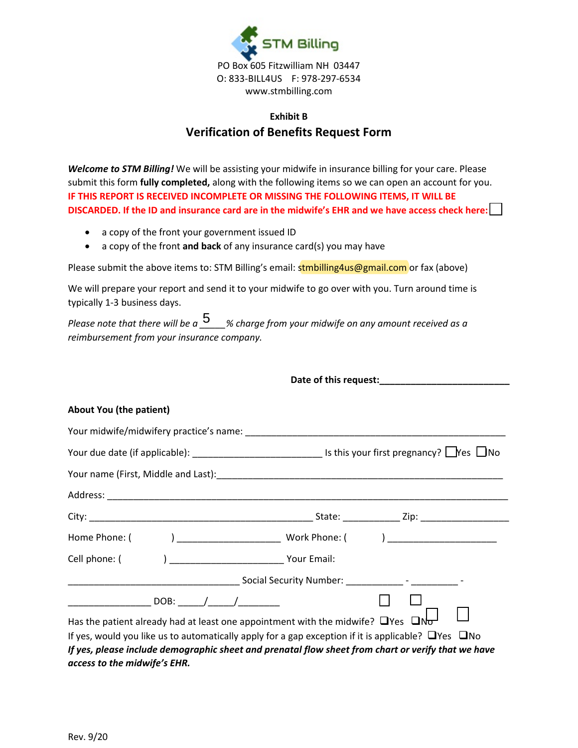STM Billing

PO Box 605 Fitzwilliam NH 03447
O: 833-BILL4US F: 978-297-6534
www.stmbilling.com

**Exhibit B**

## Verification of Benefits Request Form

***Welcome to STM Billing!*** We will be assisting your midwife in insurance billing for your care. Please submit this form **fully completed,** along with the following items so we can open an account for you. **IF THIS REPORT IS RECEIVED INCOMPLETE OR MISSING THE FOLLOWING ITEMS, IT WILL BE DISCARDED. If the ID and insurance card are in the midwife's EHR and we have access check here:** ☐

- a copy of the front your government issued ID
- a copy of the front **and back** of any insurance card(s) you may have

Please submit the above items to: STM Billing's email: stmbilling4us@gmail.com or fax (above)

We will prepare your report and send it to your midwife to go over with you. Turn around time is typically 1-3 business days.

*Please note that there will be a* 5 *% charge from your midwife on any amount received as a reimbursement from your insurance company.*

**Date of this request:**___________________________

**About You (the patient)**

Your midwife/midwifery practice's name: _______________________________________________

Your due date (if applicable): _________________________ Is this your first pregnancy? ☐Yes ☐No

Your name (First, Middle and Last):_____________________________________________________

Address: ______________________________________________________________________

City: ___________________________________________ State: ___________ Zip: _________________

Home Phone: ( ) ____________________ Work Phone: ( ) _____________________

Cell phone: ( ) ______________________ Your Email:

_________________________________ Social Security Number: ___________ - _________ -

________________ DOB: _____/_____/________

Has the patient already had at least one appointment with the midwife? ☐Yes ☐No

If yes, would you like us to automatically apply for a gap exception if it is applicable? ☐Yes ☐No

***If yes, please include demographic sheet and prenatal flow sheet from chart or verify that we have access to the midwife's EHR.***

Rev. 9/20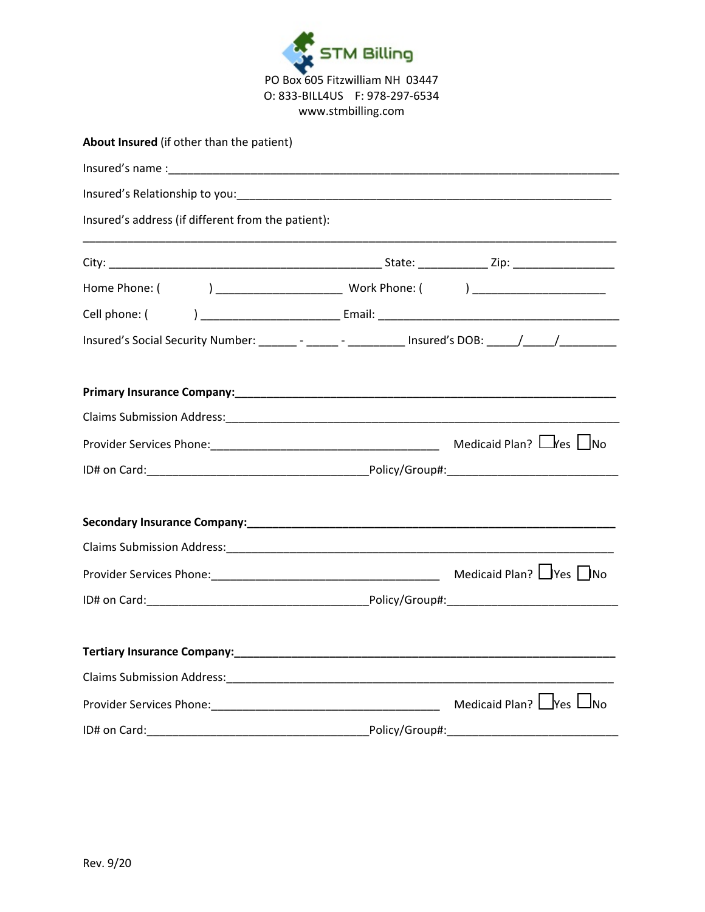STM Billing

PO Box 605 Fitzwilliam NH 03447
O: 833-BILL4US F: 978-297-6534
www.stmbilling.com

**About Insured** (if other than the patient)

Insured's name :___________________________________________________________________

Insured's Relationship to you:____________________________________________________________

Insured's address (if different from the patient):

___________________________________________________________________________________

City: _________________________________________ State: __________ Zip: _______________

Home Phone: ( ) ___________________ Work Phone: ( ) ____________________

Cell phone: ( ) _____________________ Email: ______________________________________

Insured's Social Security Number: ______ - _____ - _________ Insured's DOB: _____/_____/_________

**Primary Insurance Company:____________________________________________________________**

Claims Submission Address:______________________________________________________________

Provider Services Phone:___________________________________ Medicaid Plan? ☐Yes ☐No

ID# on Card:_________________________________Policy/Group#:__________________________

**Secondary Insurance Company:__________________________________________________________**

Claims Submission Address:______________________________________________________________

Provider Services Phone:___________________________________ Medicaid Plan? ☐Yes ☐No

ID# on Card:_________________________________Policy/Group#:__________________________

**Tertiary Insurance Company:____________________________________________________________**

Claims Submission Address:______________________________________________________________

Provider Services Phone:___________________________________ Medicaid Plan? ☐Yes ☐No

ID# on Card:_________________________________Policy/Group#:__________________________

Rev. 9/20